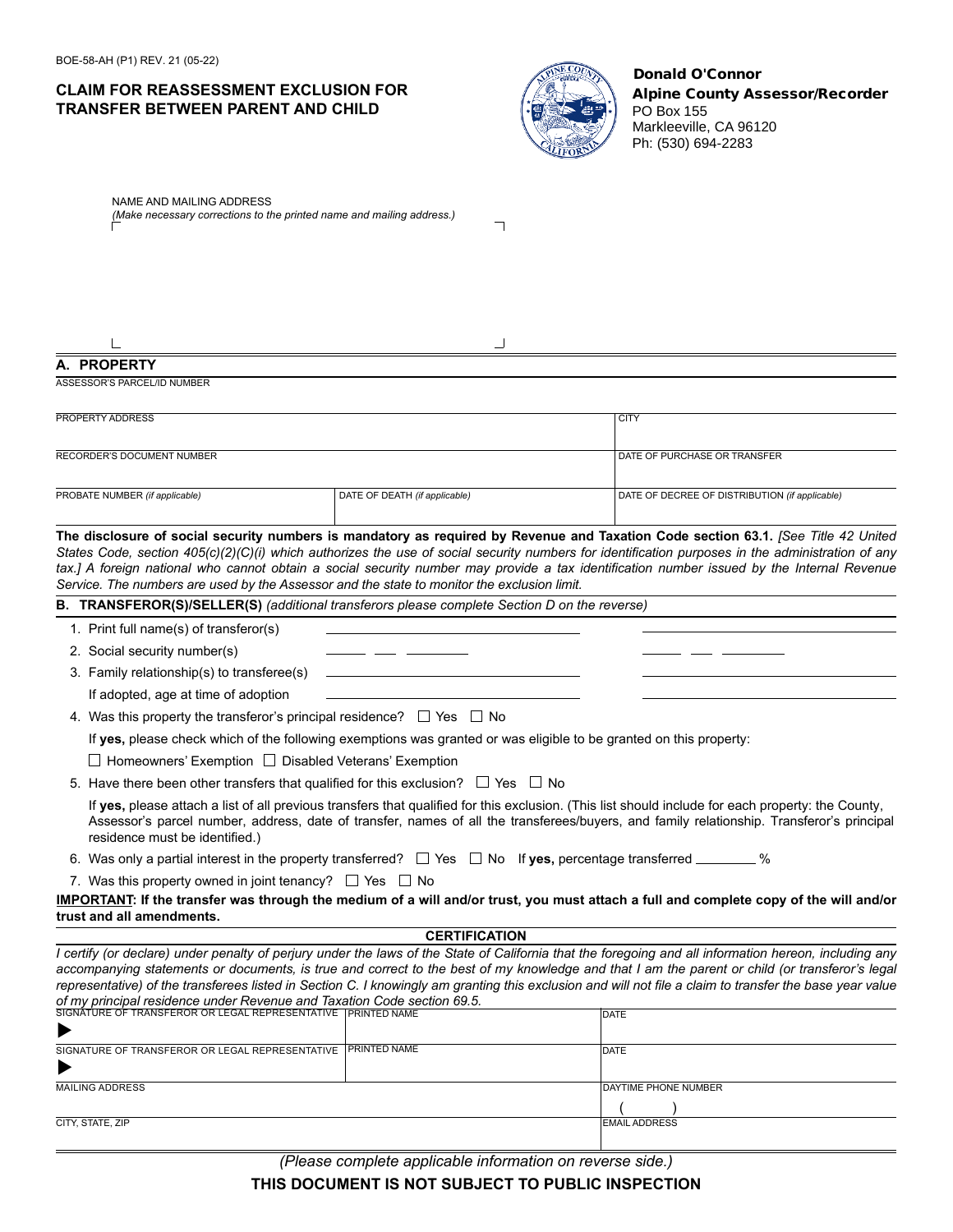BOE-58-AH (P1) REV. 21 (05-22)

# CLAIM FOR REASSESSMENT EXCLUSION FOR TRANSFER BETWEEN PARENT AND CHILD

**Donald O'Connor**
**Alpine County Assessor/Recorder**
PO Box 155
Markleeville, CA 96120
Ph: (530) 694-2283

NAME AND MAILING ADDRESS
*(Make necessary corrections to the printed name and mailing address.)*

## A. PROPERTY

| ASSESSOR'S PARCEL/ID NUMBER | | |
|---|---|---|
| PROPERTY ADDRESS | | CITY |
| RECORDER'S DOCUMENT NUMBER | | DATE OF PURCHASE OR TRANSFER |
| PROBATE NUMBER *(if applicable)* | DATE OF DEATH *(if applicable)* | DATE OF DECREE OF DISTRIBUTION *(if applicable)* |

**The disclosure of social security numbers is mandatory as required by Revenue and Taxation Code section 63.1.** *[See Title 42 United States Code, section 405(c)(2)(C)(i) which authorizes the use of social security numbers for identification purposes in the administration of any tax.] A foreign national who cannot obtain a social security number may provide a tax identification number issued by the Internal Revenue Service. The numbers are used by the Assessor and the state to monitor the exclusion limit.*

## B. TRANSFEROR(S)/SELLER(S) *(additional transferors please complete Section D on the reverse)*

1. Print full name(s) of transferor(s) ______________________ ______________________
2. Social security number(s) _____ ___ _______ _____ ___ _______
3. Family relationship(s) to transferee(s) ______________________ ______________________
   If adopted, age at time of adoption ______________________ ______________________
4. Was this property the transferor's principal residence? ☐ Yes ☐ No
   If **yes,** please check which of the following exemptions was granted or was eligible to be granted on this property:
   ☐ Homeowners' Exemption ☐ Disabled Veterans' Exemption
5. Have there been other transfers that qualified for this exclusion? ☐ Yes ☐ No
   If **yes,** please attach a list of all previous transfers that qualified for this exclusion. (This list should include for each property: the County, Assessor's parcel number, address, date of transfer, names of all the transferees/buyers, and family relationship. Transferor's principal residence must be identified.)
6. Was only a partial interest in the property transferred? ☐ Yes ☐ No If **yes,** percentage transferred ________ %
7. Was this property owned in joint tenancy? ☐ Yes ☐ No

**IMPORTANT: If the transfer was through the medium of a will and/or trust, you must attach a full and complete copy of the will and/or trust and all amendments.**

### CERTIFICATION

*I certify (or declare) under penalty of perjury under the laws of the State of California that the foregoing and all information hereon, including any accompanying statements or documents, is true and correct to the best of my knowledge and that I am the parent or child (or transferor's legal representative) of the transferees listed in Section C. I knowingly am granting this exclusion and will not file a claim to transfer the base year value of my principal residence under Revenue and Taxation Code section 69.5.*

| SIGNATURE OF TRANSFEROR OR LEGAL REPRESENTATIVE | PRINTED NAME | DATE |
|---|---|---|
| ▶ | | |
| SIGNATURE OF TRANSFEROR OR LEGAL REPRESENTATIVE | PRINTED NAME | DATE |
| ▶ | | |
| MAILING ADDRESS | | DAYTIME PHONE NUMBER ( ) |
| CITY, STATE, ZIP | | EMAIL ADDRESS |

*(Please complete applicable information on reverse side.)*

**THIS DOCUMENT IS NOT SUBJECT TO PUBLIC INSPECTION**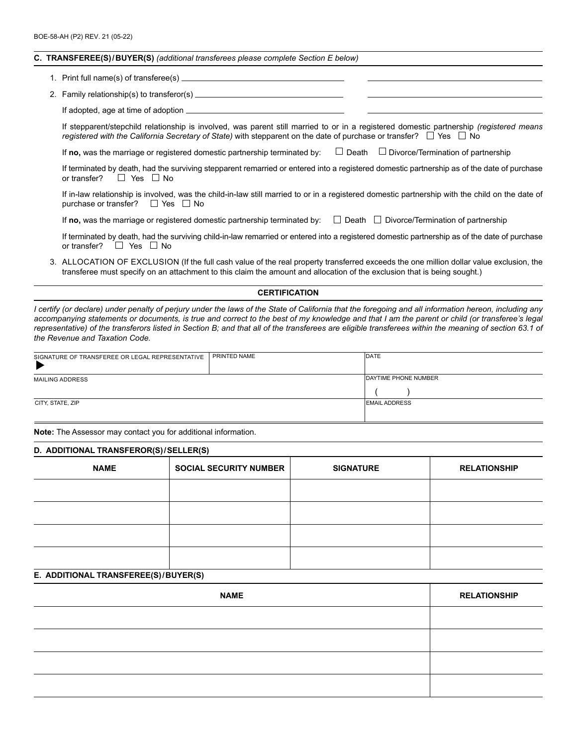## C. TRANSFEREE(S)/BUYER(S) *(additional transferees please complete Section E below)*

1. Print full name(s) of transferee(s) ______________________ ______________________

2. Family relationship(s) to transferor(s) ______________________ ______________________

   If adopted, age at time of adoption ______________________ ______________________

   If stepparent/stepchild relationship is involved, was parent still married to or in a registered domestic partnership *(registered means registered with the California Secretary of State)* with stepparent on the date of purchase or transfer? ☐ Yes ☐ No

   If **no,** was the marriage or registered domestic partnership terminated by: ☐ Death ☐ Divorce/Termination of partnership

   If terminated by death, had the surviving stepparent remarried or entered into a registered domestic partnership as of the date of purchase or transfer? ☐ Yes ☐ No

   If in-law relationship is involved, was the child-in-law still married to or in a registered domestic partnership with the child on the date of purchase or transfer? ☐ Yes ☐ No

   If **no,** was the marriage or registered domestic partnership terminated by: ☐ Death ☐ Divorce/Termination of partnership

   If terminated by death, had the surviving child-in-law remarried or entered into a registered domestic partnership as of the date of purchase or transfer? ☐ Yes ☐ No

3. ALLOCATION OF EXCLUSION (If the full cash value of the real property transferred exceeds the one million dollar value exclusion, the transferee must specify on an attachment to this claim the amount and allocation of the exclusion that is being sought.)

### CERTIFICATION

*I certify (or declare) under penalty of perjury under the laws of the State of California that the foregoing and all information hereon, including any accompanying statements or documents, is true and correct to the best of my knowledge and that I am the parent or child (or transferee's legal representative) of the transferors listed in Section B; and that all of the transferees are eligible transferees within the meaning of section 63.1 of the Revenue and Taxation Code.*

| SIGNATURE OF TRANSFEREE OR LEGAL REPRESENTATIVE ▶ | PRINTED NAME | DATE |
|---|---|---|
| MAILING ADDRESS | | DAYTIME PHONE NUMBER ( ) |
| CITY, STATE, ZIP | | EMAIL ADDRESS |

**Note:** The Assessor may contact you for additional information.

## D. ADDITIONAL TRANSFEROR(S)/SELLER(S)

| NAME | SOCIAL SECURITY NUMBER | SIGNATURE | RELATIONSHIP |
|---|---|---|---|
| | | | |
| | | | |
| | | | |
| | | | |

## E. ADDITIONAL TRANSFEREE(S)/BUYER(S)

| NAME | RELATIONSHIP |
|---|---|
| | |
| | |
| | |
| | |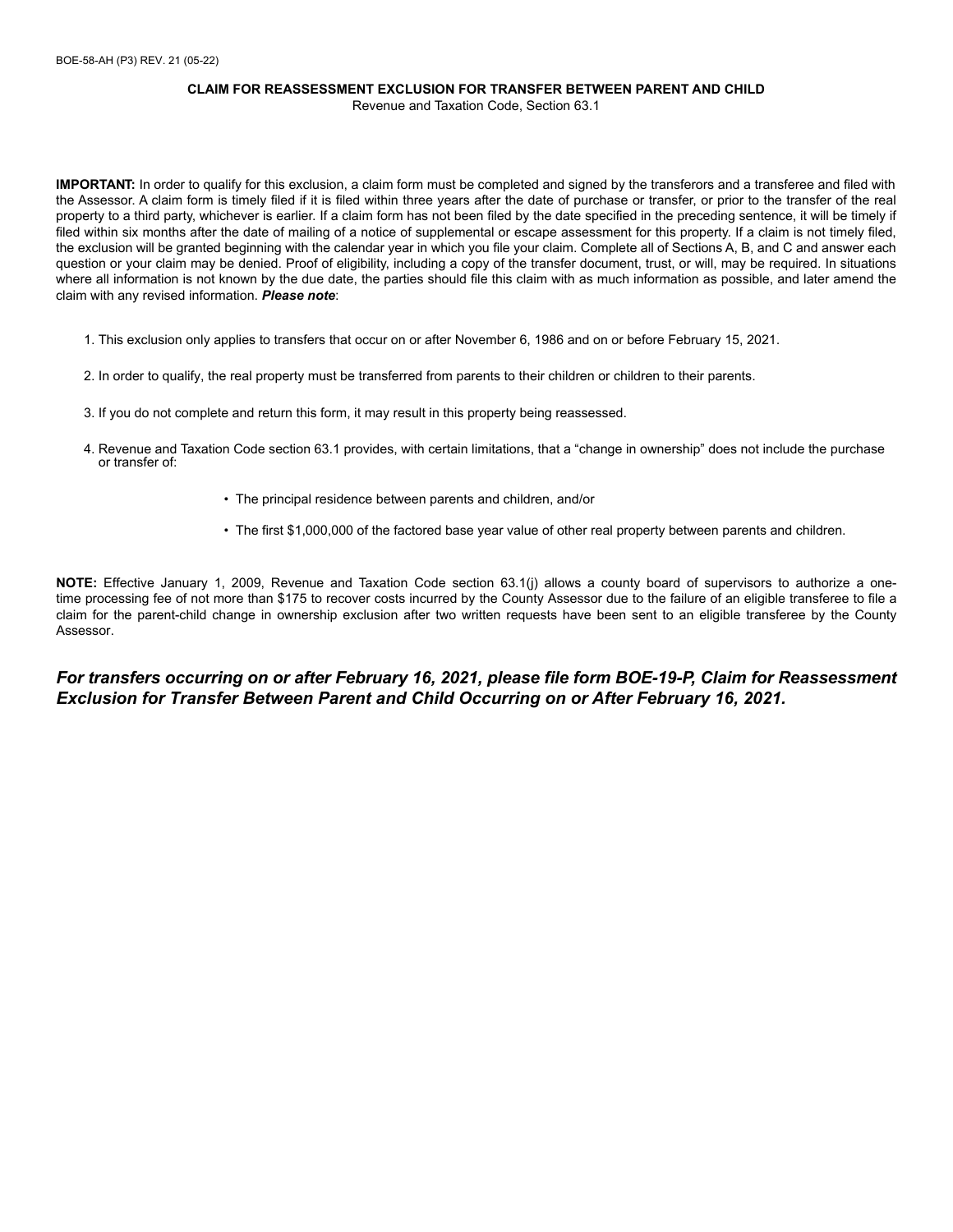**CLAIM FOR REASSESSMENT EXCLUSION FOR TRANSFER BETWEEN PARENT AND CHILD**

Revenue and Taxation Code, Section 63.1

**IMPORTANT:** In order to qualify for this exclusion, a claim form must be completed and signed by the transferors and a transferee and filed with the Assessor. A claim form is timely filed if it is filed within three years after the date of purchase or transfer, or prior to the transfer of the real property to a third party, whichever is earlier. If a claim form has not been filed by the date specified in the preceding sentence, it will be timely if filed within six months after the date of mailing of a notice of supplemental or escape assessment for this property. If a claim is not timely filed, the exclusion will be granted beginning with the calendar year in which you file your claim. Complete all of Sections A, B, and C and answer each question or your claim may be denied. Proof of eligibility, including a copy of the transfer document, trust, or will, may be required. In situations where all information is not known by the due date, the parties should file this claim with as much information as possible, and later amend the claim with any revised information. ***Please note***:

1. This exclusion only applies to transfers that occur on or after November 6, 1986 and on or before February 15, 2021.
2. In order to qualify, the real property must be transferred from parents to their children or children to their parents.
3. If you do not complete and return this form, it may result in this property being reassessed.
4. Revenue and Taxation Code section 63.1 provides, with certain limitations, that a "change in ownership" does not include the purchase or transfer of:
   - The principal residence between parents and children, and/or
   - The first $1,000,000 of the factored base year value of other real property between parents and children.

**NOTE:** Effective January 1, 2009, Revenue and Taxation Code section 63.1(j) allows a county board of supervisors to authorize a one-time processing fee of not more than $175 to recover costs incurred by the County Assessor due to the failure of an eligible transferee to file a claim for the parent-child change in ownership exclusion after two written requests have been sent to an eligible transferee by the County Assessor.

***For transfers occurring on or after February 16, 2021, please file form BOE-19-P, Claim for Reassessment Exclusion for Transfer Between Parent and Child Occurring on or After February 16, 2021.***